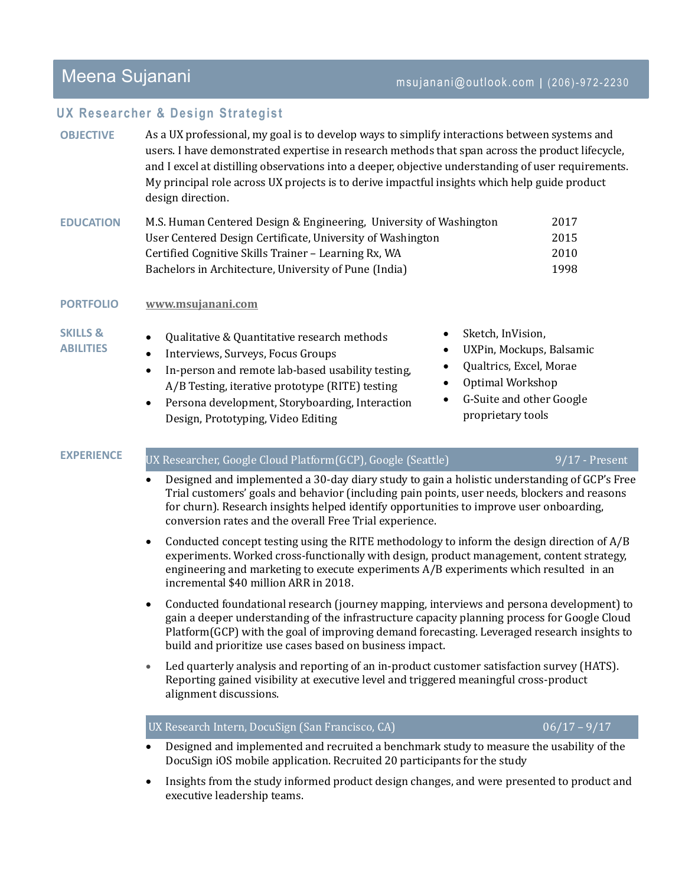# Meena Sujanani

msujanani@outlook.com | (206)-972-2230

## UX Researcher & Design Strategist

### OBJECTIVE

As a UX professional, my goal is to develop ways to simplify interactions between systems and users. I have demonstrated expertise in research methods that span across the product lifecycle, and I excel at distilling observations into a deeper, objective understanding of user requirements. My principal role across UX projects is to derive impactful insights which help guide product design direction.

### EDUCATION

| | |
|---|---|
| M.S. Human Centered Design & Engineering, University of Washington | 2017 |
| User Centered Design Certificate, University of Washington | 2015 |
| Certified Cognitive Skills Trainer – Learning Rx, WA | 2010 |
| Bachelors in Architecture, University of Pune (India) | 1998 |

### PORTFOLIO

**www.msujanani.com**

### SKILLS & ABILITIES

- Qualitative & Quantitative research methods
- Interviews, Surveys, Focus Groups
- In-person and remote lab-based usability testing, A/B Testing, iterative prototype (RITE) testing
- Persona development, Storyboarding, Interaction Design, Prototyping, Video Editing
- Sketch, InVision,
- UXPin, Mockups, Balsamic
- Qualtrics, Excel, Morae
- Optimal Workshop
- G-Suite and other Google proprietary tools

### EXPERIENCE

**UX Researcher, Google Cloud Platform(GCP), Google (Seattle)** — 9/17 - Present

- Designed and implemented a 30-day diary study to gain a holistic understanding of GCP's Free Trial customers' goals and behavior (including pain points, user needs, blockers and reasons for churn). Research insights helped identify opportunities to improve user onboarding, conversion rates and the overall Free Trial experience.
- Conducted concept testing using the RITE methodology to inform the design direction of A/B experiments. Worked cross-functionally with design, product management, content strategy, engineering and marketing to execute experiments A/B experiments which resulted in an incremental $40 million ARR in 2018.
- Conducted foundational research (journey mapping, interviews and persona development) to gain a deeper understanding of the infrastructure capacity planning process for Google Cloud Platform(GCP) with the goal of improving demand forecasting. Leveraged research insights to build and prioritize use cases based on business impact.
- Led quarterly analysis and reporting of an in-product customer satisfaction survey (HATS). Reporting gained visibility at executive level and triggered meaningful cross-product alignment discussions.

**UX Research Intern, DocuSign (San Francisco, CA)** — 06/17 – 9/17

- Designed and implemented and recruited a benchmark study to measure the usability of the DocuSign iOS mobile application. Recruited 20 participants for the study
- Insights from the study informed product design changes, and were presented to product and executive leadership teams.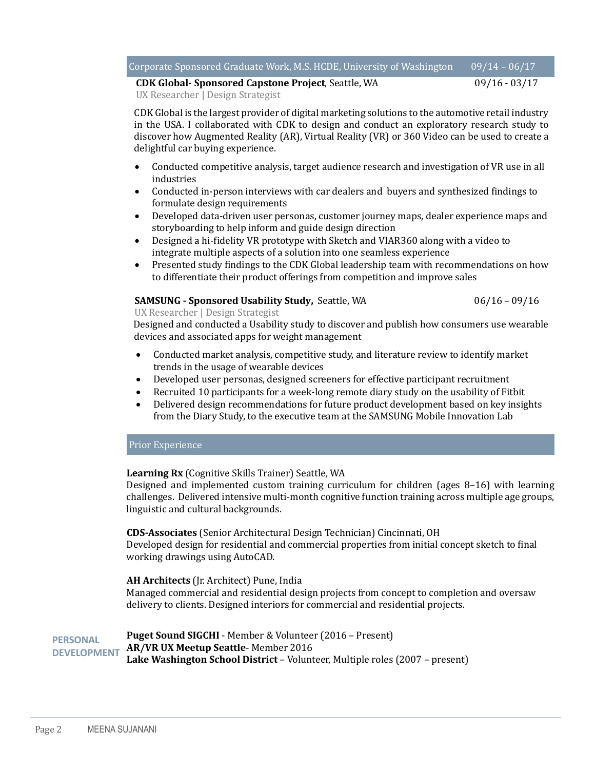## Corporate Sponsored Graduate Work, M.S. HCDE, University of Washington 09/14 – 06/17

**CDK Global- Sponsored Capstone Project**, Seattle, WA 09/16 - 03/17

UX Researcher | Design Strategist

CDK Global is the largest provider of digital marketing solutions to the automotive retail industry in the USA. I collaborated with CDK to design and conduct an exploratory research study to discover how Augmented Reality (AR), Virtual Reality (VR) or 360 Video can be used to create a delightful car buying experience.

- Conducted competitive analysis, target audience research and investigation of VR use in all industries
- Conducted in-person interviews with car dealers and buyers and synthesized findings to formulate design requirements
- Developed data-driven user personas, customer journey maps, dealer experience maps and storyboarding to help inform and guide design direction
- Designed a hi-fidelity VR prototype with Sketch and VIAR360 along with a video to integrate multiple aspects of a solution into one seamless experience
- Presented study findings to the CDK Global leadership team with recommendations on how to differentiate their product offerings from competition and improve sales

**SAMSUNG - Sponsored Usability Study,** Seattle, WA 06/16 – 09/16

UX Researcher | Design Strategist

Designed and conducted a Usability study to discover and publish how consumers use wearable devices and associated apps for weight management

- Conducted market analysis, competitive study, and literature review to identify market trends in the usage of wearable devices
- Developed user personas, designed screeners for effective participant recruitment
- Recruited 10 participants for a week-long remote diary study on the usability of Fitbit
- Delivered design recommendations for future product development based on key insights from the Diary Study, to the executive team at the SAMSUNG Mobile Innovation Lab

## Prior Experience

**Learning Rx** (Cognitive Skills Trainer) Seattle, WA

Designed and implemented custom training curriculum for children (ages 8–16) with learning challenges. Delivered intensive multi-month cognitive function training across multiple age groups, linguistic and cultural backgrounds.

**CDS-Associates** (Senior Architectural Design Technician) Cincinnati, OH

Developed design for residential and commercial properties from initial concept sketch to final working drawings using AutoCAD.

**AH Architects** (Jr. Architect) Pune, India

Managed commercial and residential design projects from concept to completion and oversaw delivery to clients. Designed interiors for commercial and residential projects.

## PERSONAL DEVELOPMENT

**Puget Sound SIGCHI** - Member & Volunteer (2016 – Present)
**AR/VR UX Meetup Seattle**- Member 2016
**Lake Washington School District** – Volunteer, Multiple roles (2007 – present)